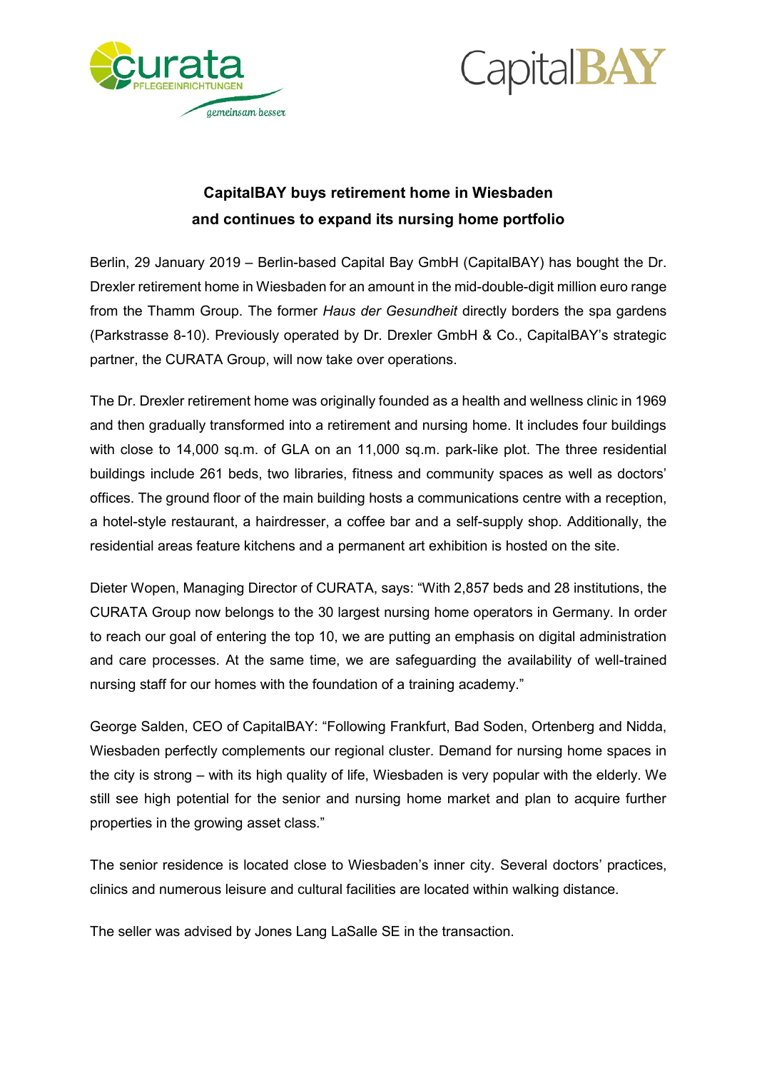# CapitalBAY buys retirement home in Wiesbaden and continues to expand its nursing home portfolio

Berlin, 29 January 2019 – Berlin-based Capital Bay GmbH (CapitalBAY) has bought the Dr. Drexler retirement home in Wiesbaden for an amount in the mid-double-digit million euro range from the Thamm Group. The former *Haus der Gesundheit* directly borders the spa gardens (Parkstrasse 8-10). Previously operated by Dr. Drexler GmbH & Co., CapitalBAY's strategic partner, the CURATA Group, will now take over operations.

The Dr. Drexler retirement home was originally founded as a health and wellness clinic in 1969 and then gradually transformed into a retirement and nursing home. It includes four buildings with close to 14,000 sq.m. of GLA on an 11,000 sq.m. park-like plot. The three residential buildings include 261 beds, two libraries, fitness and community spaces as well as doctors' offices. The ground floor of the main building hosts a communications centre with a reception, a hotel-style restaurant, a hairdresser, a coffee bar and a self-supply shop. Additionally, the residential areas feature kitchens and a permanent art exhibition is hosted on the site.

Dieter Wopen, Managing Director of CURATA, says: "With 2,857 beds and 28 institutions, the CURATA Group now belongs to the 30 largest nursing home operators in Germany. In order to reach our goal of entering the top 10, we are putting an emphasis on digital administration and care processes. At the same time, we are safeguarding the availability of well-trained nursing staff for our homes with the foundation of a training academy."

George Salden, CEO of CapitalBAY: "Following Frankfurt, Bad Soden, Ortenberg and Nidda, Wiesbaden perfectly complements our regional cluster. Demand for nursing home spaces in the city is strong – with its high quality of life, Wiesbaden is very popular with the elderly. We still see high potential for the senior and nursing home market and plan to acquire further properties in the growing asset class."

The senior residence is located close to Wiesbaden's inner city. Several doctors' practices, clinics and numerous leisure and cultural facilities are located within walking distance.

The seller was advised by Jones Lang LaSalle SE in the transaction.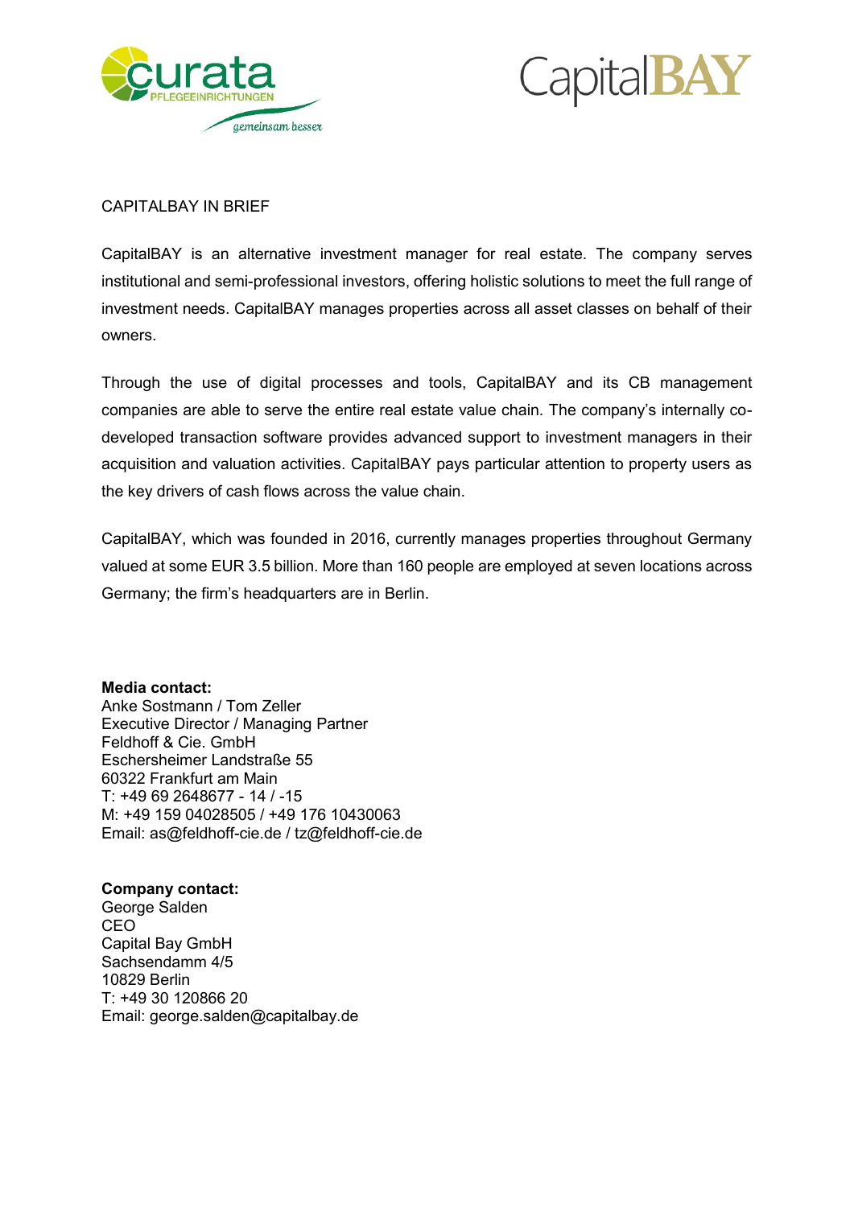CAPITALBAY IN BRIEF

CapitalBAY is an alternative investment manager for real estate. The company serves institutional and semi-professional investors, offering holistic solutions to meet the full range of investment needs. CapitalBAY manages properties across all asset classes on behalf of their owners.

Through the use of digital processes and tools, CapitalBAY and its CB management companies are able to serve the entire real estate value chain. The company's internally co-developed transaction software provides advanced support to investment managers in their acquisition and valuation activities. CapitalBAY pays particular attention to property users as the key drivers of cash flows across the value chain.

CapitalBAY, which was founded in 2016, currently manages properties throughout Germany valued at some EUR 3.5 billion. More than 160 people are employed at seven locations across Germany; the firm's headquarters are in Berlin.

**Media contact:**
Anke Sostmann / Tom Zeller
Executive Director / Managing Partner
Feldhoff & Cie. GmbH
Eschersheimer Landstraße 55
60322 Frankfurt am Main
T: +49 69 2648677 - 14 / -15
M: +49 159 04028505 / +49 176 10430063
Email: as@feldhoff-cie.de / tz@feldhoff-cie.de

**Company contact:**
George Salden
CEO
Capital Bay GmbH
Sachsendamm 4/5
10829 Berlin
T: +49 30 120866 20
Email: george.salden@capitalbay.de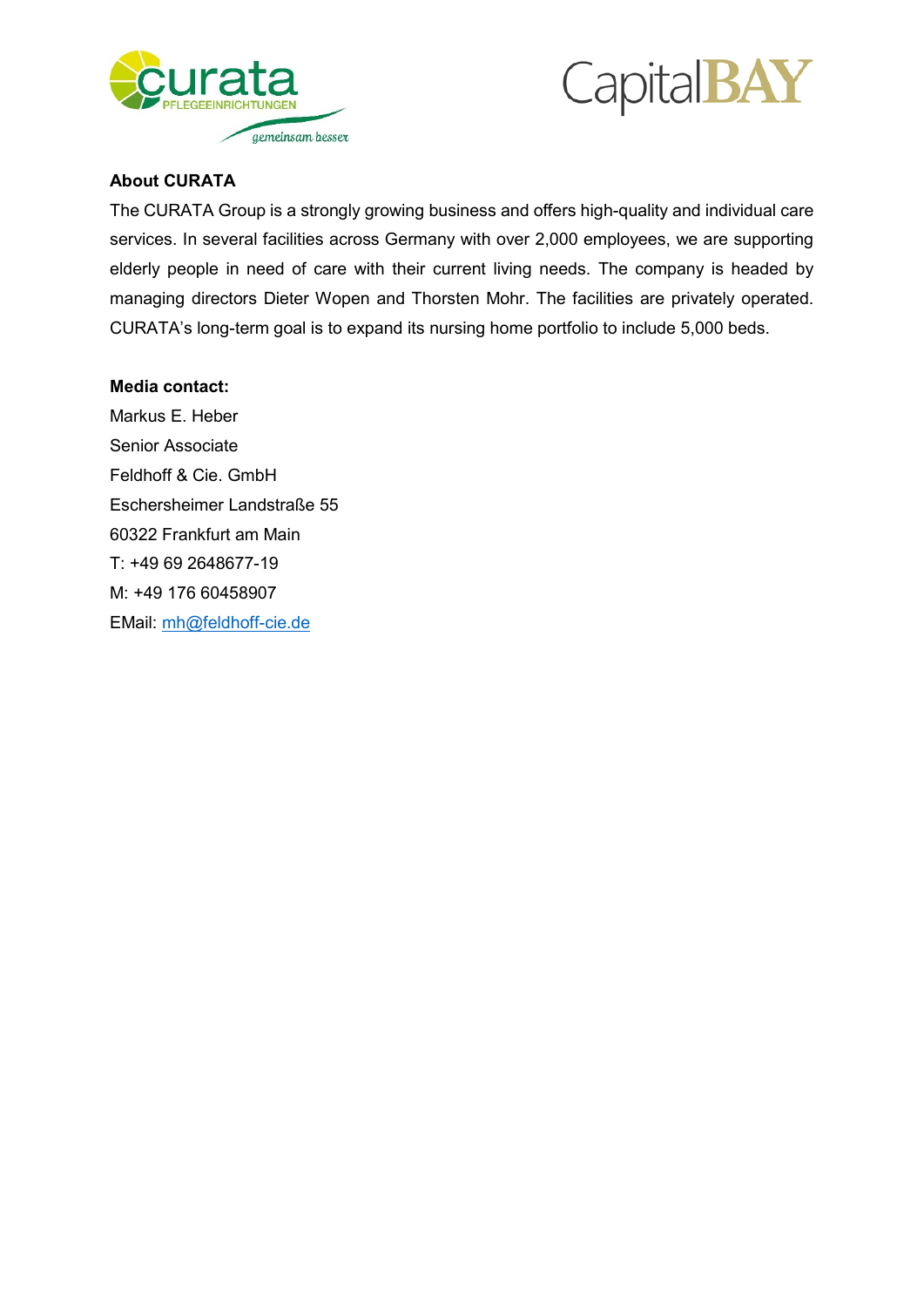**About CURATA**

The CURATA Group is a strongly growing business and offers high-quality and individual care services. In several facilities across Germany with over 2,000 employees, we are supporting elderly people in need of care with their current living needs. The company is headed by managing directors Dieter Wopen and Thorsten Mohr. The facilities are privately operated. CURATA's long-term goal is to expand its nursing home portfolio to include 5,000 beds.

**Media contact:**

Markus E. Heber
Senior Associate
Feldhoff & Cie. GmbH
Eschersheimer Landstraße 55
60322 Frankfurt am Main
T: +49 69 2648677-19
M: +49 176 60458907
EMail: mh@feldhoff-cie.de